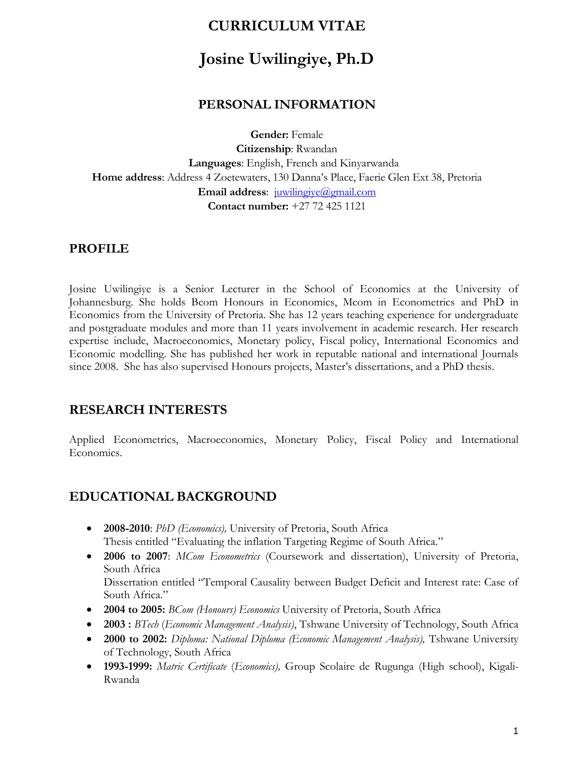# CURRICULUM VITAE

# Josine Uwilingiye, Ph.D

## PERSONAL INFORMATION

**Gender:** Female
**Citizenship**: Rwandan
**Languages**: English, French and Kinyarwanda
**Home address**: Address 4 Zoetewaters, 130 Danna's Place, Faerie Glen Ext 38, Pretoria
**Email address**: juwilingiye@gmail.com
**Contact number:** +27 72 425 1121

## PROFILE

Josine Uwilingiye is a Senior Lecturer in the School of Economics at the University of Johannesburg. She holds Bcom Honours in Economics, Mcom in Econometrics and PhD in Economics from the University of Pretoria. She has 12 years teaching experience for undergraduate and postgraduate modules and more than 11 years involvement in academic research. Her research expertise include, Macroeconomics, Monetary policy, Fiscal policy, International Economics and Economic modelling. She has published her work in reputable national and international Journals since 2008. She has also supervised Honours projects, Master's dissertations, and a PhD thesis.

## RESEARCH INTERESTS

Applied Econometrics, Macroeconomics, Monetary Policy, Fiscal Policy and International Economics.

## EDUCATIONAL BACKGROUND

- **2008-2010**: *PhD (Economics),* University of Pretoria, South Africa
  Thesis entitled "Evaluating the inflation Targeting Regime of South Africa."
- **2006 to 2007**: *MCom Econometrics* (Coursework and dissertation), University of Pretoria, South Africa
  Dissertation entitled "Temporal Causality between Budget Deficit and Interest rate: Case of South Africa."
- **2004 to 2005:** *BCom (Honours) Economics* University of Pretoria, South Africa
- **2003 :** *BTech* (*Economic Management Analysis)*, Tshwane University of Technology, South Africa
- **2000 to 2002:** *Diploma: National Diploma (Economic Management Analysis),* Tshwane University of Technology, South Africa
- **1993-1999:** *Matric Certificate* (*Economics),* Group Scolaire de Rugunga (High school), Kigali-Rwanda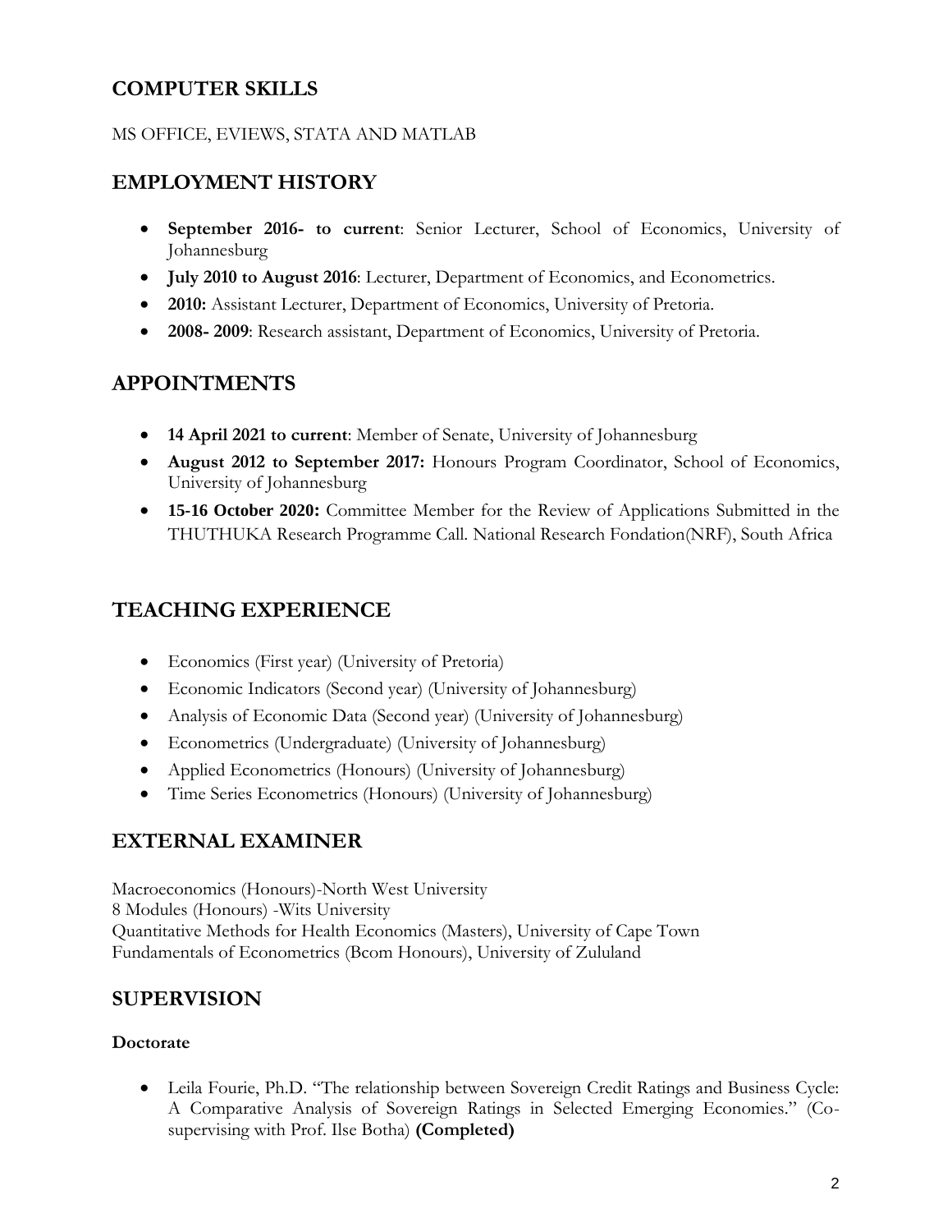## COMPUTER SKILLS

MS OFFICE, EVIEWS, STATA AND MATLAB

## EMPLOYMENT HISTORY

- **September 2016- to current**: Senior Lecturer, School of Economics, University of Johannesburg
- **July 2010 to August 2016**: Lecturer, Department of Economics, and Econometrics.
- **2010:** Assistant Lecturer, Department of Economics, University of Pretoria.
- **2008- 2009**: Research assistant, Department of Economics, University of Pretoria.

## APPOINTMENTS

- **14 April 2021 to current**: Member of Senate, University of Johannesburg
- **August 2012 to September 2017:** Honours Program Coordinator, School of Economics, University of Johannesburg
- **15-16 October 2020:** Committee Member for the Review of Applications Submitted in the THUTHUKA Research Programme Call. National Research Fondation(NRF), South Africa

## TEACHING EXPERIENCE

- Economics (First year) (University of Pretoria)
- Economic Indicators (Second year) (University of Johannesburg)
- Analysis of Economic Data (Second year) (University of Johannesburg)
- Econometrics (Undergraduate) (University of Johannesburg)
- Applied Econometrics (Honours) (University of Johannesburg)
- Time Series Econometrics (Honours) (University of Johannesburg)

## EXTERNAL EXAMINER

Macroeconomics (Honours)-North West University
8 Modules (Honours) -Wits University
Quantitative Methods for Health Economics (Masters), University of Cape Town
Fundamentals of Econometrics (Bcom Honours), University of Zululand

## SUPERVISION

### Doctorate

- Leila Fourie, Ph.D. "The relationship between Sovereign Credit Ratings and Business Cycle: A Comparative Analysis of Sovereign Ratings in Selected Emerging Economies." (Co-supervising with Prof. Ilse Botha) **(Completed)**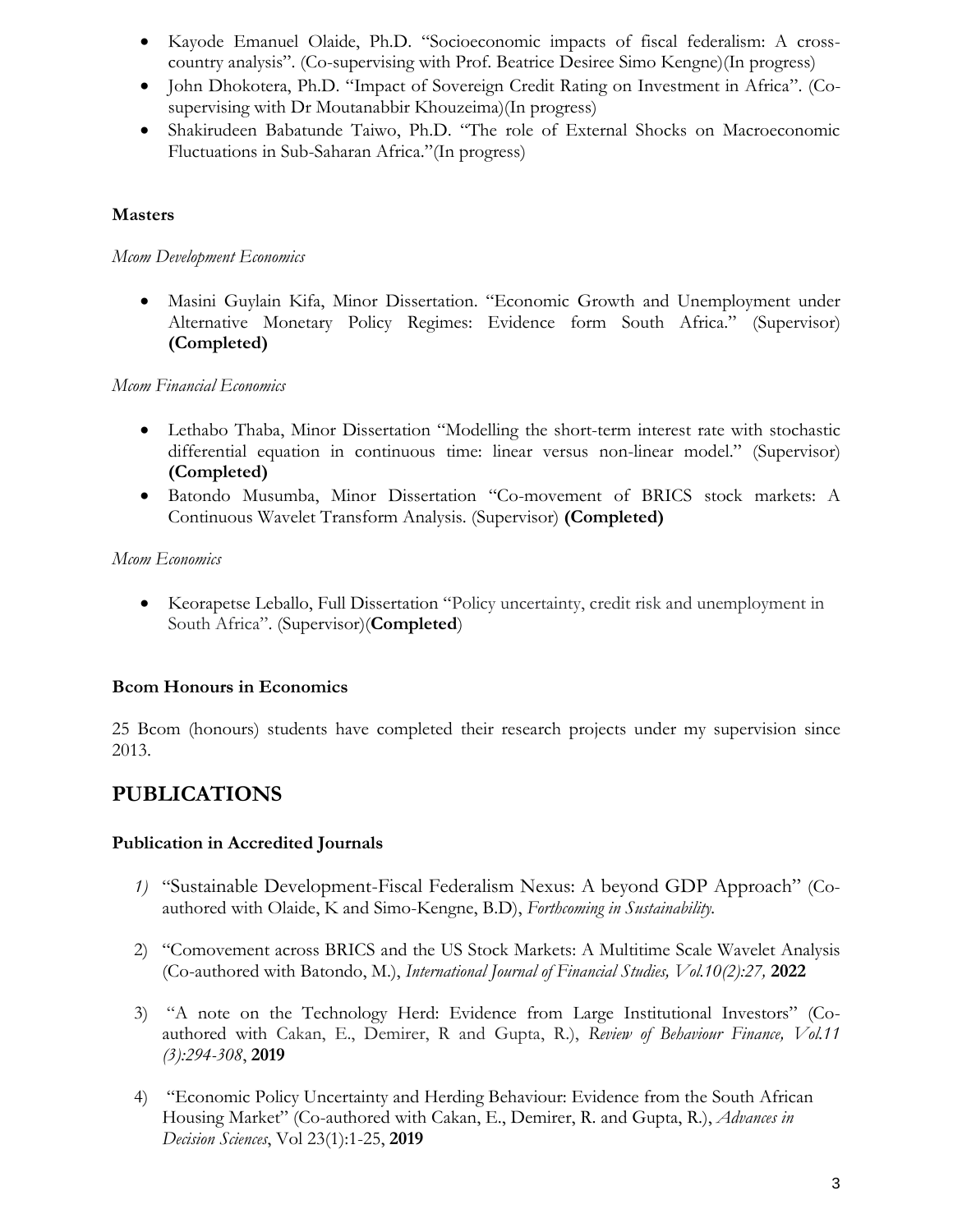- Kayode Emanuel Olaide, Ph.D. "Socioeconomic impacts of fiscal federalism: A cross-country analysis". (Co-supervising with Prof. Beatrice Desiree Simo Kengne)(In progress)
- John Dhokotera, Ph.D. "Impact of Sovereign Credit Rating on Investment in Africa". (Co-supervising with Dr Moutanabbir Khouzeima)(In progress)
- Shakirudeen Babatunde Taiwo, Ph.D. "The role of External Shocks on Macroeconomic Fluctuations in Sub-Saharan Africa."(In progress)

### Masters

*Mcom Development Economics*

- Masini Guylain Kifa, Minor Dissertation. "Economic Growth and Unemployment under Alternative Monetary Policy Regimes: Evidence form South Africa." (Supervisor) **(Completed)**

*Mcom Financial Economics*

- Lethabo Thaba, Minor Dissertation "Modelling the short-term interest rate with stochastic differential equation in continuous time: linear versus non-linear model." (Supervisor) **(Completed)**
- Batondo Musumba, Minor Dissertation "Co-movement of BRICS stock markets: A Continuous Wavelet Transform Analysis. (Supervisor) **(Completed)**

*Mcom Economics*

- Keorapetse Leballo, Full Dissertation "Policy uncertainty, credit risk and unemployment in South Africa". (Supervisor)(**Completed**)

### Bcom Honours in Economics

25 Bcom (honours) students have completed their research projects under my supervision since 2013.

## PUBLICATIONS

### Publication in Accredited Journals

1) "Sustainable Development-Fiscal Federalism Nexus: A beyond GDP Approach" (Co-authored with Olaide, K and Simo-Kengne, B.D), *Forthcoming in Sustainability.*

2) "Comovement across BRICS and the US Stock Markets: A Multitime Scale Wavelet Analysis (Co-authored with Batondo, M.), *International Journal of Financial Studies, Vol.10(2):27,* **2022**

3) "A note on the Technology Herd: Evidence from Large Institutional Investors" (Co-authored with Cakan, E., Demirer, R and Gupta, R.), *Review of Behaviour Finance, Vol.11 (3):294-308*, **2019**

4) "Economic Policy Uncertainty and Herding Behaviour: Evidence from the South African Housing Market" (Co-authored with Cakan, E., Demirer, R. and Gupta, R.), *Advances in Decision Sciences*, Vol 23(1):1-25, **2019**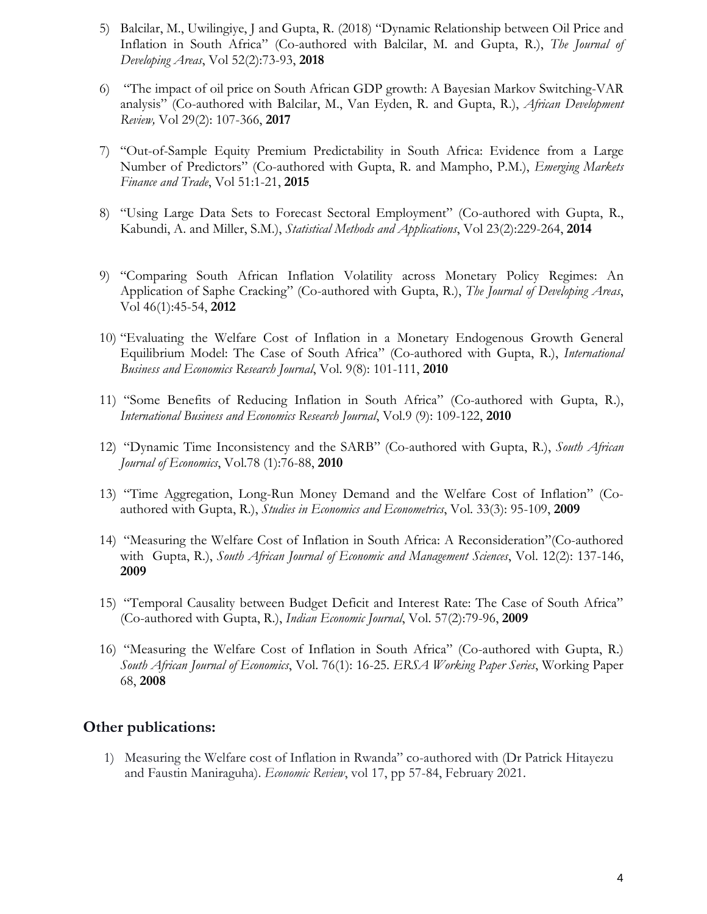5) Balcilar, M., Uwilingiye, J and Gupta, R. (2018) "Dynamic Relationship between Oil Price and Inflation in South Africa" (Co-authored with Balcilar, M. and Gupta, R.), *The Journal of Developing Areas*, Vol 52(2):73-93, **2018**

6) "The impact of oil price on South African GDP growth: A Bayesian Markov Switching-VAR analysis" (Co-authored with Balcilar, M., Van Eyden, R. and Gupta, R.), *African Development Review,* Vol 29(2): 107-366, **2017**

7) "Out-of-Sample Equity Premium Predictability in South Africa: Evidence from a Large Number of Predictors" (Co-authored with Gupta, R. and Mampho, P.M.), *Emerging Markets Finance and Trade*, Vol 51:1-21, **2015**

8) "Using Large Data Sets to Forecast Sectoral Employment" (Co-authored with Gupta, R., Kabundi, A. and Miller, S.M.), *Statistical Methods and Applications*, Vol 23(2):229-264, **2014**

9) "Comparing South African Inflation Volatility across Monetary Policy Regimes: An Application of Saphe Cracking" (Co-authored with Gupta, R.), *The Journal of Developing Areas*, Vol 46(1):45-54, **2012**

10) "Evaluating the Welfare Cost of Inflation in a Monetary Endogenous Growth General Equilibrium Model: The Case of South Africa" (Co-authored with Gupta, R.), *International Business and Economics Research Journal*, Vol. 9(8): 101-111, **2010**

11) "Some Benefits of Reducing Inflation in South Africa" (Co-authored with Gupta, R.), *International Business and Economics Research Journal*, Vol.9 (9): 109-122, **2010**

12) "Dynamic Time Inconsistency and the SARB" (Co-authored with Gupta, R.), *South African Journal of Economics*, Vol.78 (1):76-88, **2010**

13) "Time Aggregation, Long-Run Money Demand and the Welfare Cost of Inflation" (Co-authored with Gupta, R.), *Studies in Economics and Econometrics*, Vol. 33(3): 95-109, **2009**

14) "Measuring the Welfare Cost of Inflation in South Africa: A Reconsideration"(Co-authored with Gupta, R.), *South African Journal of Economic and Management Sciences*, Vol. 12(2): 137-146, **2009**

15) "Temporal Causality between Budget Deficit and Interest Rate: The Case of South Africa" (Co-authored with Gupta, R.), *Indian Economic Journal*, Vol. 57(2):79-96, **2009**

16) "Measuring the Welfare Cost of Inflation in South Africa" (Co-authored with Gupta, R.) *South African Journal of Economics*, Vol. 76(1): 16-25. *ERSA Working Paper Series*, Working Paper 68, **2008**

## Other publications:

1) Measuring the Welfare cost of Inflation in Rwanda" co-authored with (Dr Patrick Hitayezu and Faustin Maniraguha). *Economic Review*, vol 17, pp 57-84, February 2021.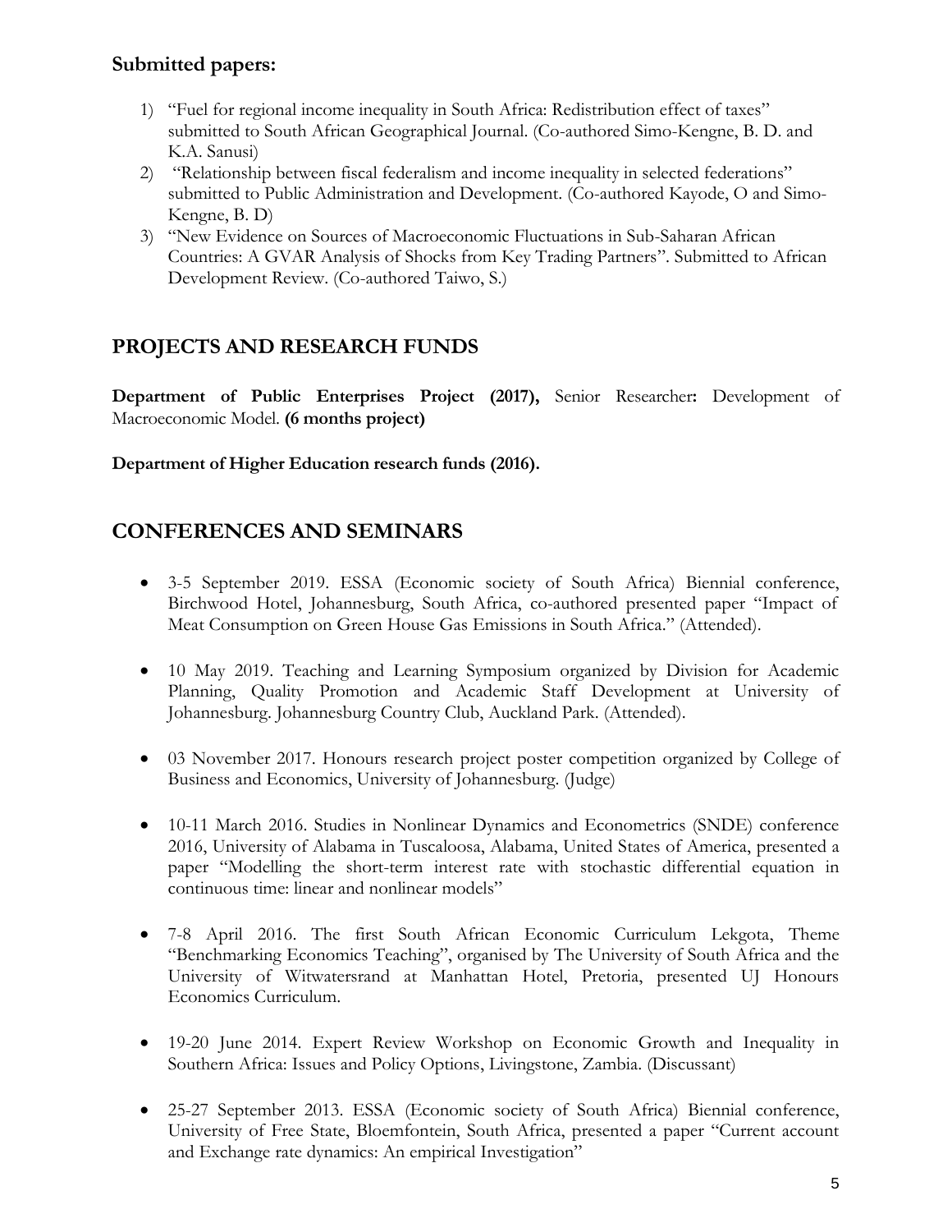### Submitted papers:

1) "Fuel for regional income inequality in South Africa: Redistribution effect of taxes" submitted to South African Geographical Journal. (Co-authored Simo-Kengne, B. D. and K.A. Sanusi)
2) "Relationship between fiscal federalism and income inequality in selected federations" submitted to Public Administration and Development. (Co-authored Kayode, O and Simo-Kengne, B. D)
3) "New Evidence on Sources of Macroeconomic Fluctuations in Sub-Saharan African Countries: A GVAR Analysis of Shocks from Key Trading Partners". Submitted to African Development Review. (Co-authored Taiwo, S.)

## PROJECTS AND RESEARCH FUNDS

**Department of Public Enterprises Project (2017),** Senior Researcher**:** Development of Macroeconomic Model. **(6 months project)**

**Department of Higher Education research funds (2016).**

## CONFERENCES AND SEMINARS

- 3-5 September 2019. ESSA (Economic society of South Africa) Biennial conference, Birchwood Hotel, Johannesburg, South Africa, co-authored presented paper "Impact of Meat Consumption on Green House Gas Emissions in South Africa." (Attended).

- 10 May 2019. Teaching and Learning Symposium organized by Division for Academic Planning, Quality Promotion and Academic Staff Development at University of Johannesburg. Johannesburg Country Club, Auckland Park. (Attended).

- 03 November 2017. Honours research project poster competition organized by College of Business and Economics, University of Johannesburg. (Judge)

- 10-11 March 2016. Studies in Nonlinear Dynamics and Econometrics (SNDE) conference 2016, University of Alabama in Tuscaloosa, Alabama, United States of America, presented a paper "Modelling the short-term interest rate with stochastic differential equation in continuous time: linear and nonlinear models"

- 7-8 April 2016. The first South African Economic Curriculum Lekgota, Theme "Benchmarking Economics Teaching", organised by The University of South Africa and the University of Witwatersrand at Manhattan Hotel, Pretoria, presented UJ Honours Economics Curriculum.

- 19-20 June 2014. Expert Review Workshop on Economic Growth and Inequality in Southern Africa: Issues and Policy Options, Livingstone, Zambia. (Discussant)

- 25-27 September 2013. ESSA (Economic society of South Africa) Biennial conference, University of Free State, Bloemfontein, South Africa, presented a paper "Current account and Exchange rate dynamics: An empirical Investigation"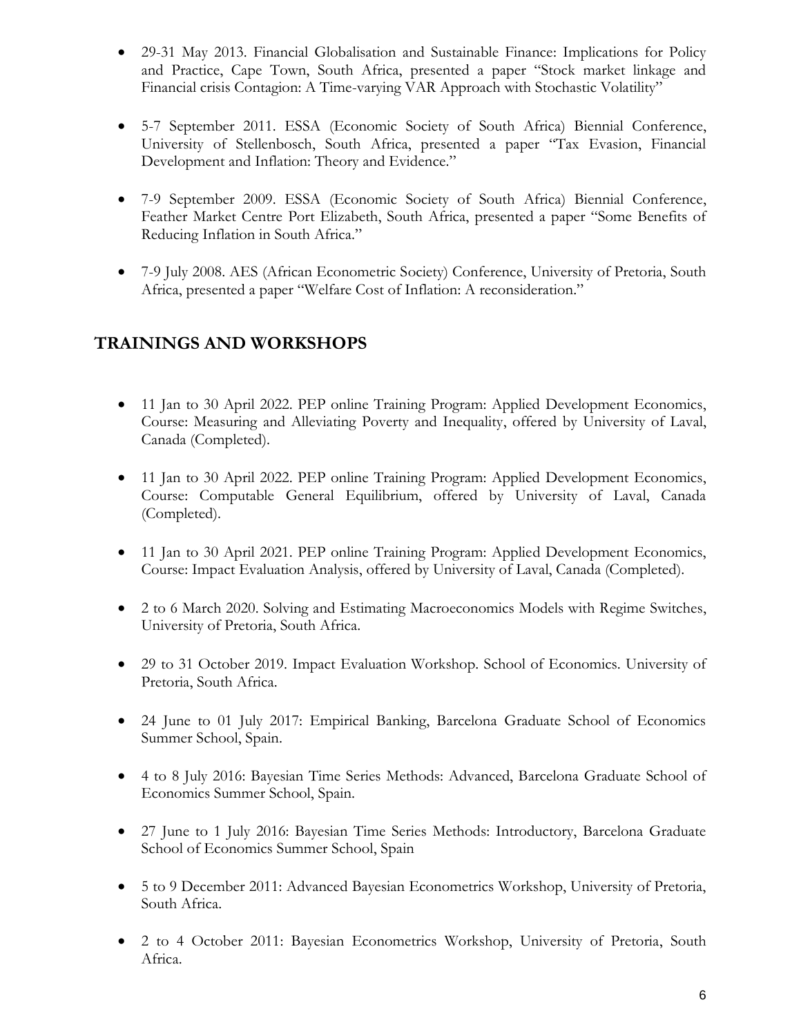- 29-31 May 2013. Financial Globalisation and Sustainable Finance: Implications for Policy and Practice, Cape Town, South Africa, presented a paper "Stock market linkage and Financial crisis Contagion: A Time-varying VAR Approach with Stochastic Volatility"

- 5-7 September 2011. ESSA (Economic Society of South Africa) Biennial Conference, University of Stellenbosch, South Africa, presented a paper "Tax Evasion, Financial Development and Inflation: Theory and Evidence."

- 7-9 September 2009. ESSA (Economic Society of South Africa) Biennial Conference, Feather Market Centre Port Elizabeth, South Africa, presented a paper "Some Benefits of Reducing Inflation in South Africa."

- 7-9 July 2008. AES (African Econometric Society) Conference, University of Pretoria, South Africa, presented a paper "Welfare Cost of Inflation: A reconsideration."

## TRAININGS AND WORKSHOPS

- 11 Jan to 30 April 2022. PEP online Training Program: Applied Development Economics, Course: Measuring and Alleviating Poverty and Inequality, offered by University of Laval, Canada (Completed).

- 11 Jan to 30 April 2022. PEP online Training Program: Applied Development Economics, Course: Computable General Equilibrium, offered by University of Laval, Canada (Completed).

- 11 Jan to 30 April 2021. PEP online Training Program: Applied Development Economics, Course: Impact Evaluation Analysis, offered by University of Laval, Canada (Completed).

- 2 to 6 March 2020. Solving and Estimating Macroeconomics Models with Regime Switches, University of Pretoria, South Africa.

- 29 to 31 October 2019. Impact Evaluation Workshop. School of Economics. University of Pretoria, South Africa.

- 24 June to 01 July 2017: Empirical Banking, Barcelona Graduate School of Economics Summer School, Spain.

- 4 to 8 July 2016: Bayesian Time Series Methods: Advanced, Barcelona Graduate School of Economics Summer School, Spain.

- 27 June to 1 July 2016: Bayesian Time Series Methods: Introductory, Barcelona Graduate School of Economics Summer School, Spain

- 5 to 9 December 2011: Advanced Bayesian Econometrics Workshop, University of Pretoria, South Africa.

- 2 to 4 October 2011: Bayesian Econometrics Workshop, University of Pretoria, South Africa.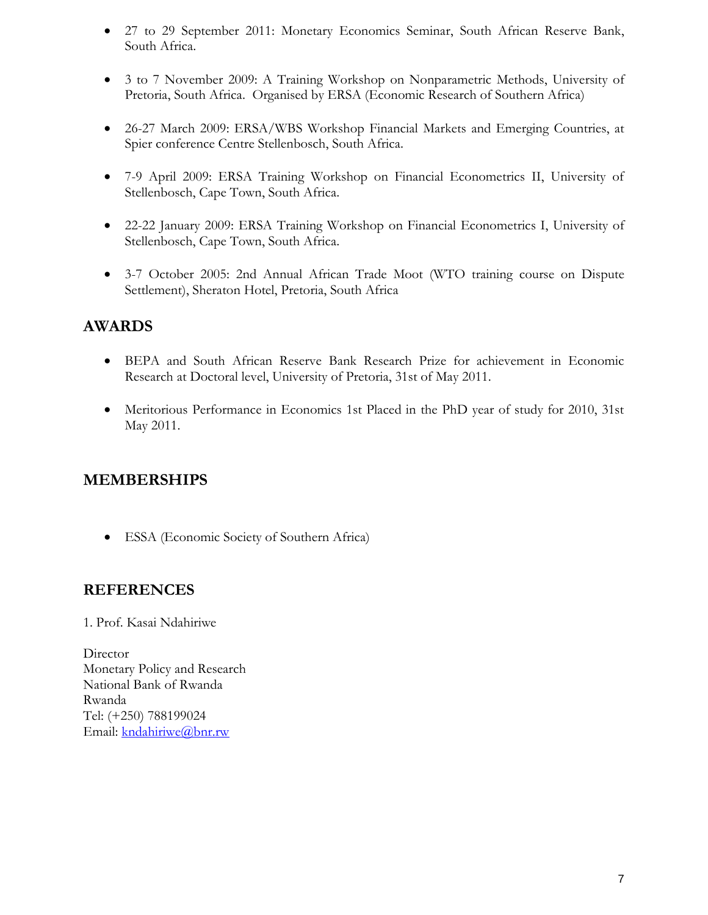- 27 to 29 September 2011: Monetary Economics Seminar, South African Reserve Bank, South Africa.

- 3 to 7 November 2009: A Training Workshop on Nonparametric Methods, University of Pretoria, South Africa. Organised by ERSA (Economic Research of Southern Africa)

- 26-27 March 2009: ERSA/WBS Workshop Financial Markets and Emerging Countries, at Spier conference Centre Stellenbosch, South Africa.

- 7-9 April 2009: ERSA Training Workshop on Financial Econometrics II, University of Stellenbosch, Cape Town, South Africa.

- 22-22 January 2009: ERSA Training Workshop on Financial Econometrics I, University of Stellenbosch, Cape Town, South Africa.

- 3-7 October 2005: 2nd Annual African Trade Moot (WTO training course on Dispute Settlement), Sheraton Hotel, Pretoria, South Africa

## AWARDS

- BEPA and South African Reserve Bank Research Prize for achievement in Economic Research at Doctoral level, University of Pretoria, 31st of May 2011.

- Meritorious Performance in Economics 1st Placed in the PhD year of study for 2010, 31st May 2011.

## MEMBERSHIPS

- ESSA (Economic Society of Southern Africa)

## REFERENCES

1. Prof. Kasai Ndahiriwe

Director
Monetary Policy and Research
National Bank of Rwanda
Rwanda
Tel: (+250) 788199024
Email: kndahiriwe@bnr.rw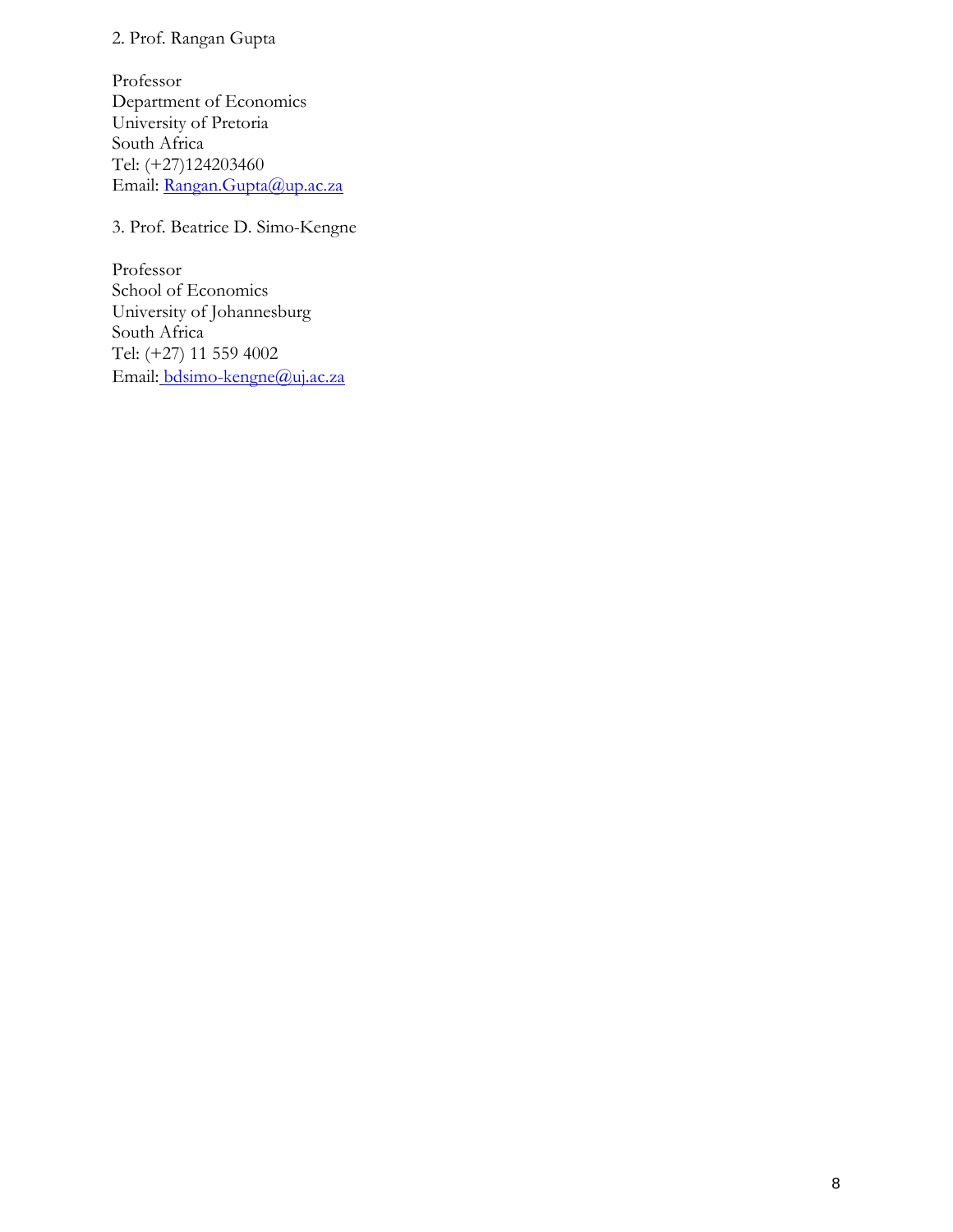2. Prof. Rangan Gupta

Professor
Department of Economics
University of Pretoria
South Africa
Tel: (+27)124203460
Email: Rangan.Gupta@up.ac.za

3. Prof. Beatrice D. Simo-Kengne

Professor
School of Economics
University of Johannesburg
South Africa
Tel: (+27) 11 559 4002
Email: bdsimo-kengne@uj.ac.za